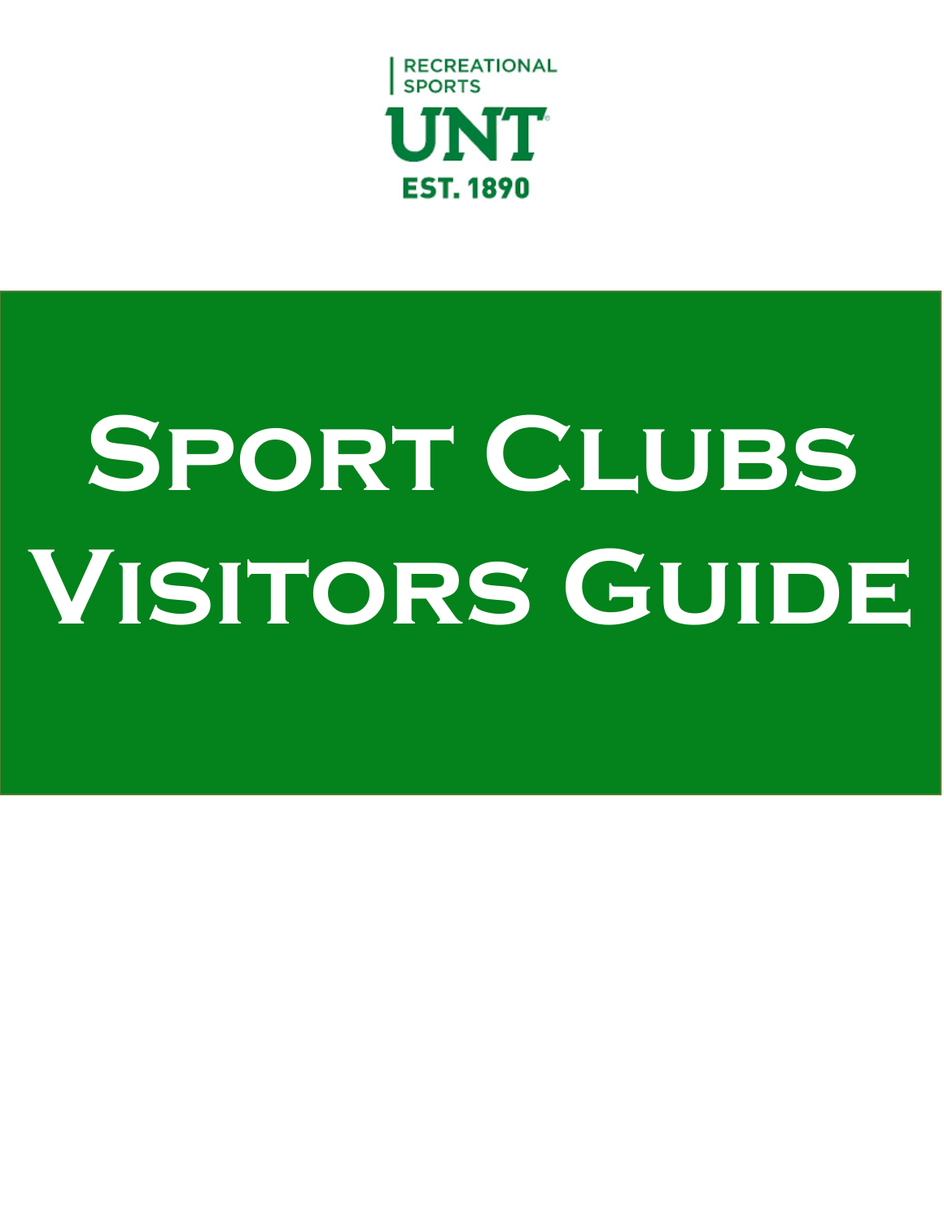RECREATIONAL SPORTS

UNT

EST. 1890

# Sport Clubs Visitors Guide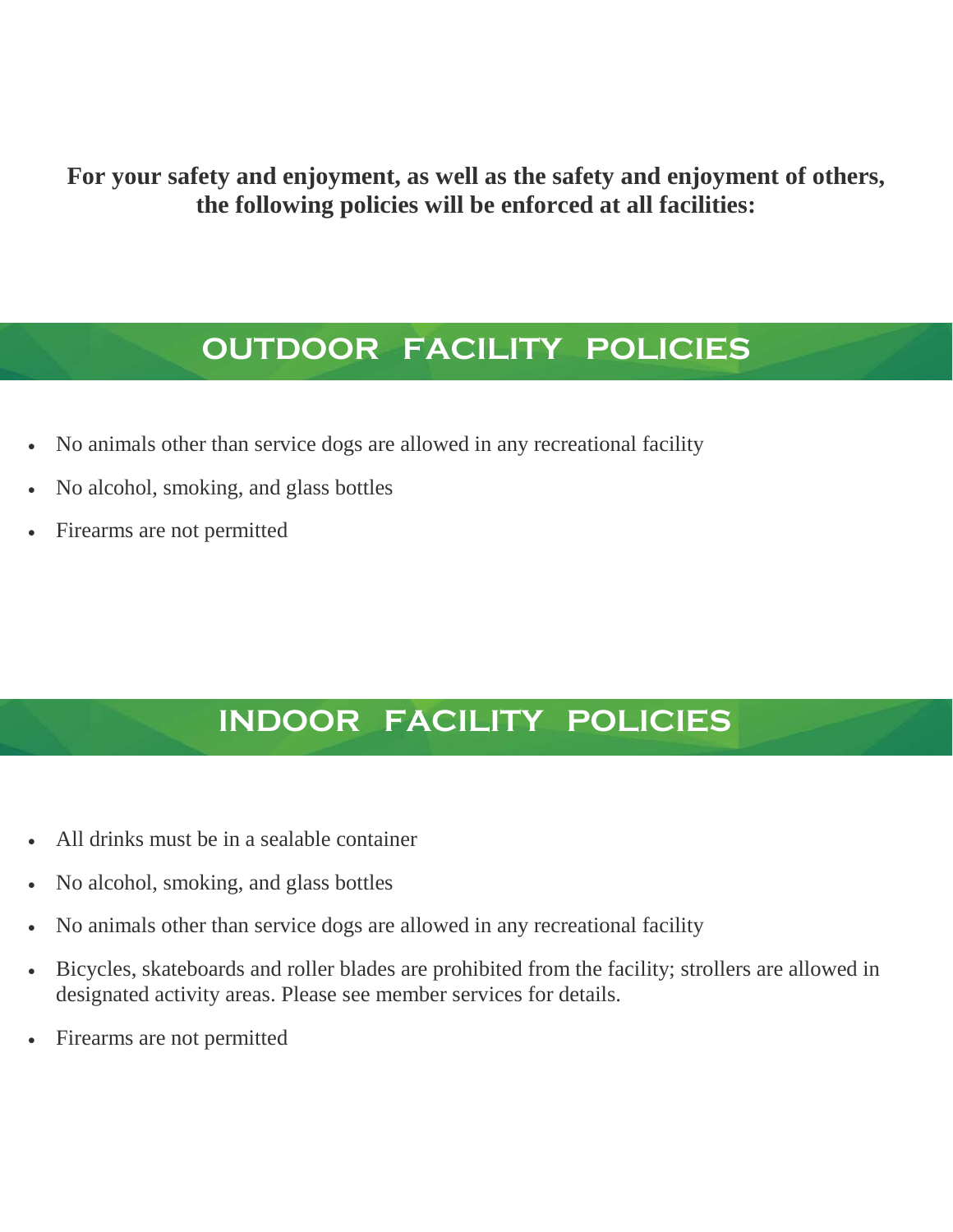**For your safety and enjoyment, as well as the safety and enjoyment of others, the following policies will be enforced at all facilities:**

## OUTDOOR FACILITY POLICIES

- No animals other than service dogs are allowed in any recreational facility
- No alcohol, smoking, and glass bottles
- Firearms are not permitted

## INDOOR FACILITY POLICIES

- All drinks must be in a sealable container
- No alcohol, smoking, and glass bottles
- No animals other than service dogs are allowed in any recreational facility
- Bicycles, skateboards and roller blades are prohibited from the facility; strollers are allowed in designated activity areas. Please see member services for details.
- Firearms are not permitted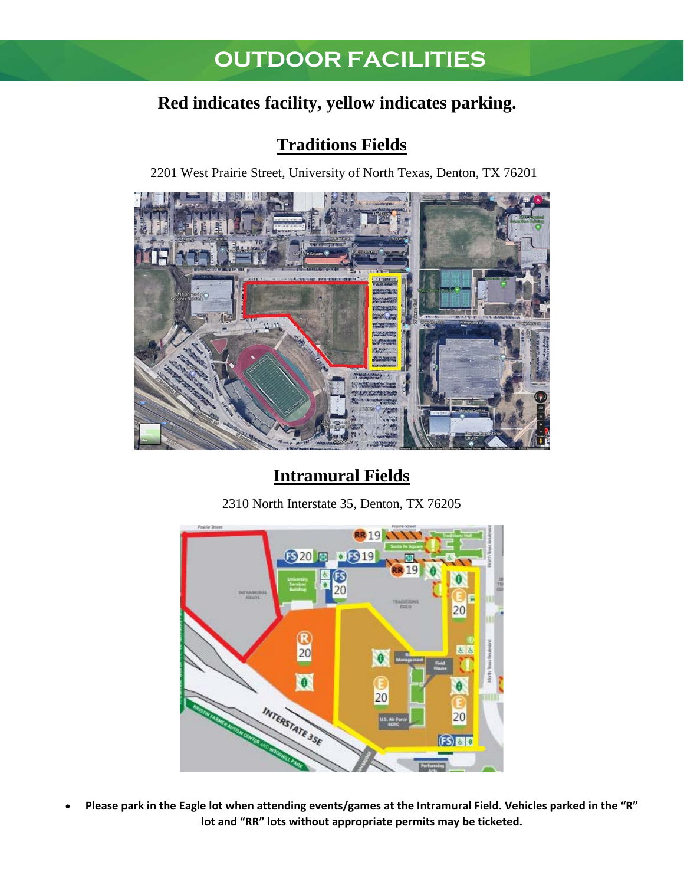# OUTDOOR FACILITIES

## Red indicates facility, yellow indicates parking.

### Traditions Fields

2201 West Prairie Street, University of North Texas, Denton, TX 76201

### Intramural Fields

2310 North Interstate 35, Denton, TX 76205

- **Please park in the Eagle lot when attending events/games at the Intramural Field. Vehicles parked in the "R" lot and "RR" lots without appropriate permits may be ticketed.**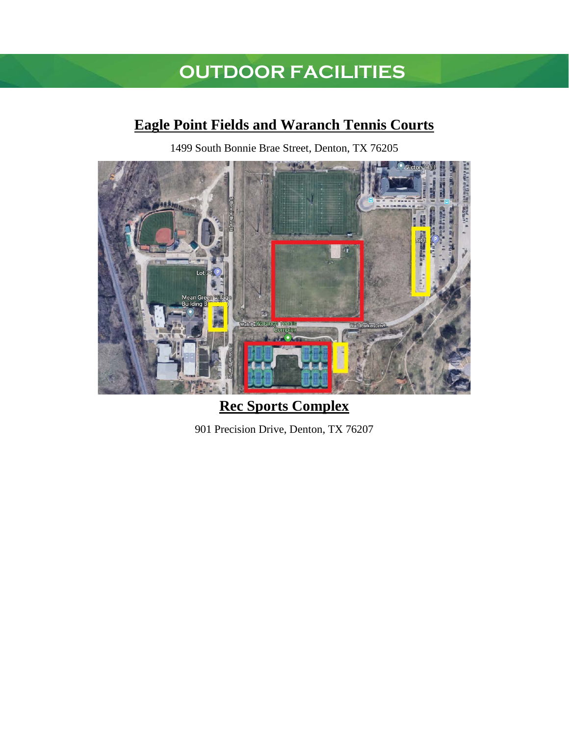# OUTDOOR FACILITIES

## Eagle Point Fields and Waranch Tennis Courts

1499 South Bonnie Brae Street, Denton, TX 76205

## Rec Sports Complex

901 Precision Drive, Denton, TX 76207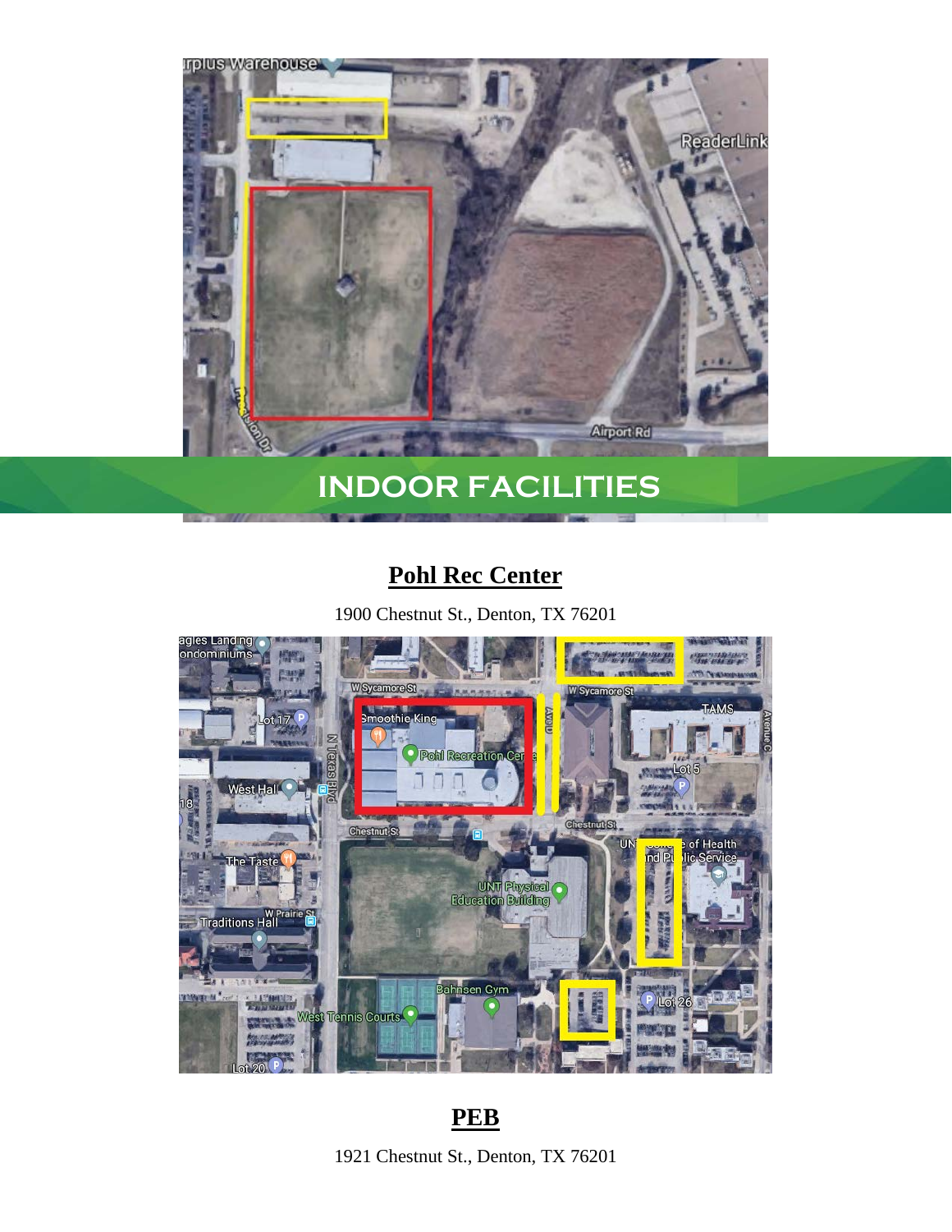## INDOOR FACILITIES

### Pohl Rec Center

1900 Chestnut St., Denton, TX 76201

### PEB

1921 Chestnut St., Denton, TX 76201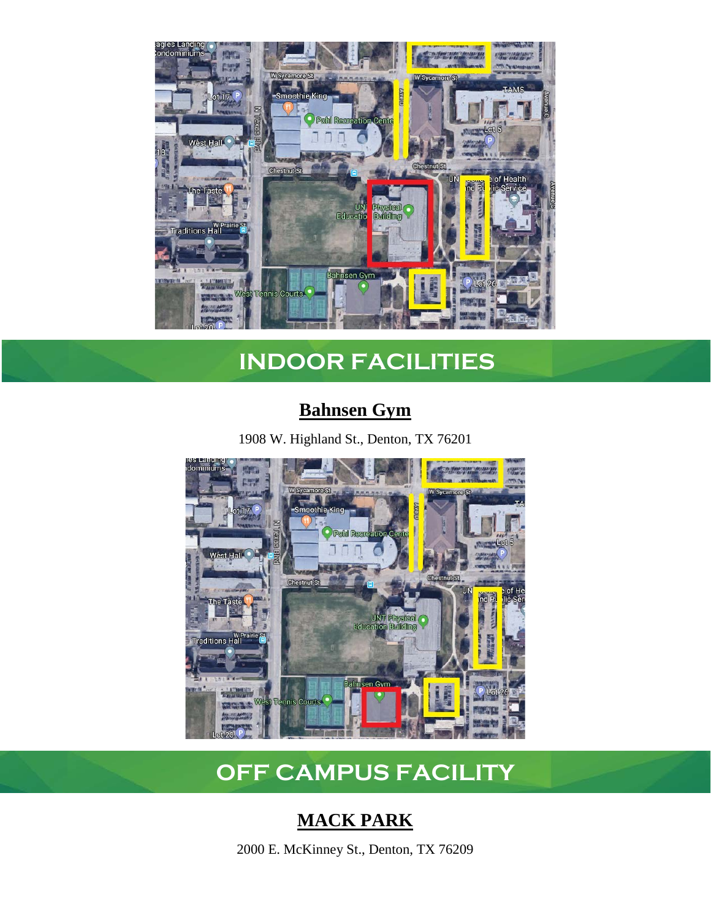# INDOOR FACILITIES

## Bahnsen Gym

1908 W. Highland St., Denton, TX 76201

# OFF CAMPUS FACILITY

## MACK PARK

2000 E. McKinney St., Denton, TX 76209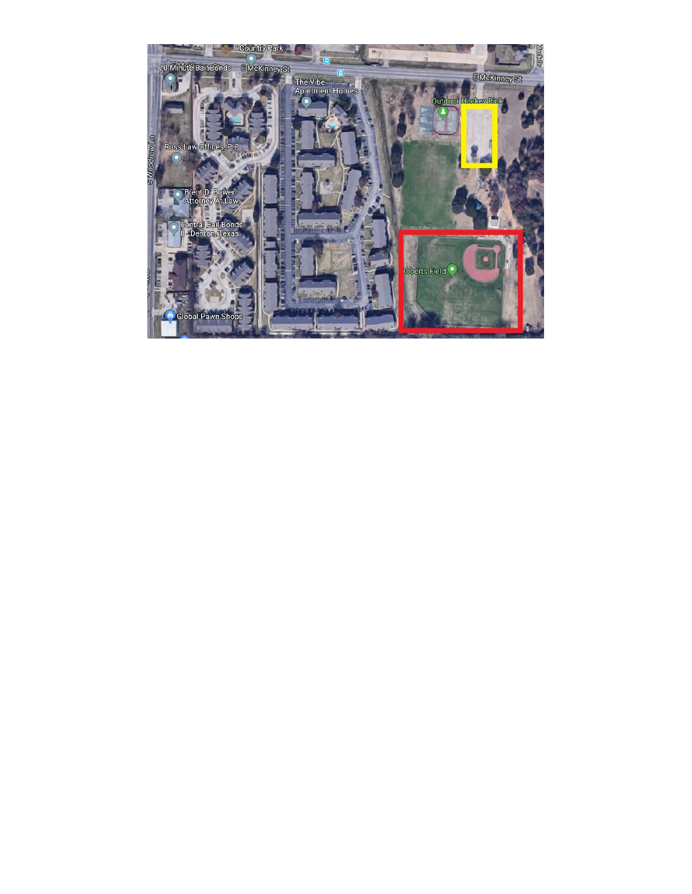Country Park

E McKinney St

20-Minute Bail Bonds

The Vibe
Apartment Homes

E McKinney St

Outdoor Hockey Rink

Ross Law Offices, P.C.

S Woodrow Ln

Brent D. Bowen
Attorney At Law

Central Bail Bonds
II - Denton, Texas

Roberts Field

Global Pawn Shops